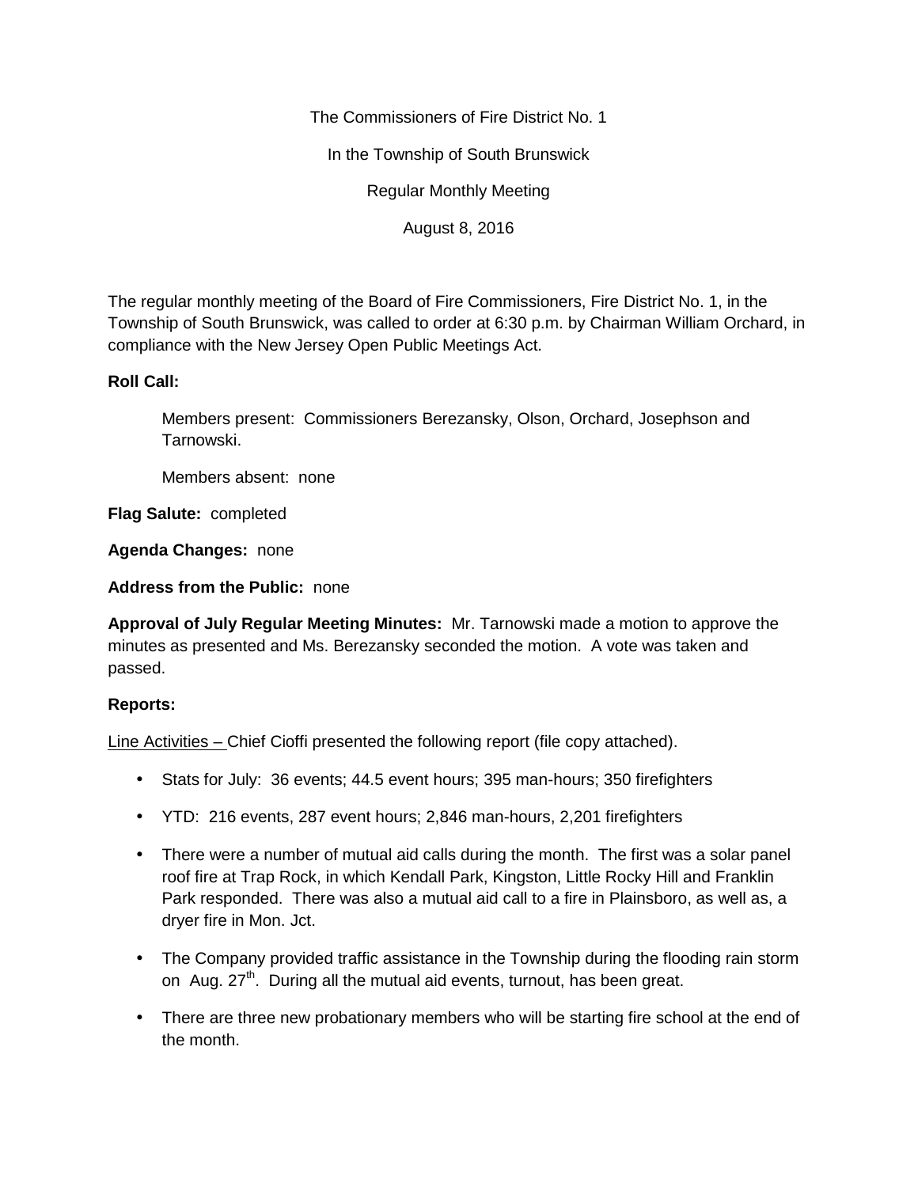The Commissioners of Fire District No. 1

In the Township of South Brunswick

Regular Monthly Meeting

August 8, 2016

The regular monthly meeting of the Board of Fire Commissioners, Fire District No. 1, in the Township of South Brunswick, was called to order at 6:30 p.m. by Chairman William Orchard, in compliance with the New Jersey Open Public Meetings Act.

**Roll Call:**

Members present: Commissioners Berezansky, Olson, Orchard, Josephson and Tarnowski.

Members absent: none

**Flag Salute:** completed

**Agenda Changes:** none

**Address from the Public:** none

**Approval of July Regular Meeting Minutes:** Mr. Tarnowski made a motion to approve the minutes as presented and Ms. Berezansky seconded the motion. A vote was taken and passed.

**Reports:**

Line Activities – Chief Cioffi presented the following report (file copy attached).

- Stats for July: 36 events; 44.5 event hours; 395 man-hours; 350 firefighters
- YTD: 216 events, 287 event hours; 2,846 man-hours, 2,201 firefighters
- There were a number of mutual aid calls during the month. The first was a solar panel roof fire at Trap Rock, in which Kendall Park, Kingston, Little Rocky Hill and Franklin Park responded. There was also a mutual aid call to a fire in Plainsboro, as well as, a dryer fire in Mon. Jct.
- The Company provided traffic assistance in the Township during the flooding rain storm on Aug. 27th. During all the mutual aid events, turnout, has been great.
- There are three new probationary members who will be starting fire school at the end of the month.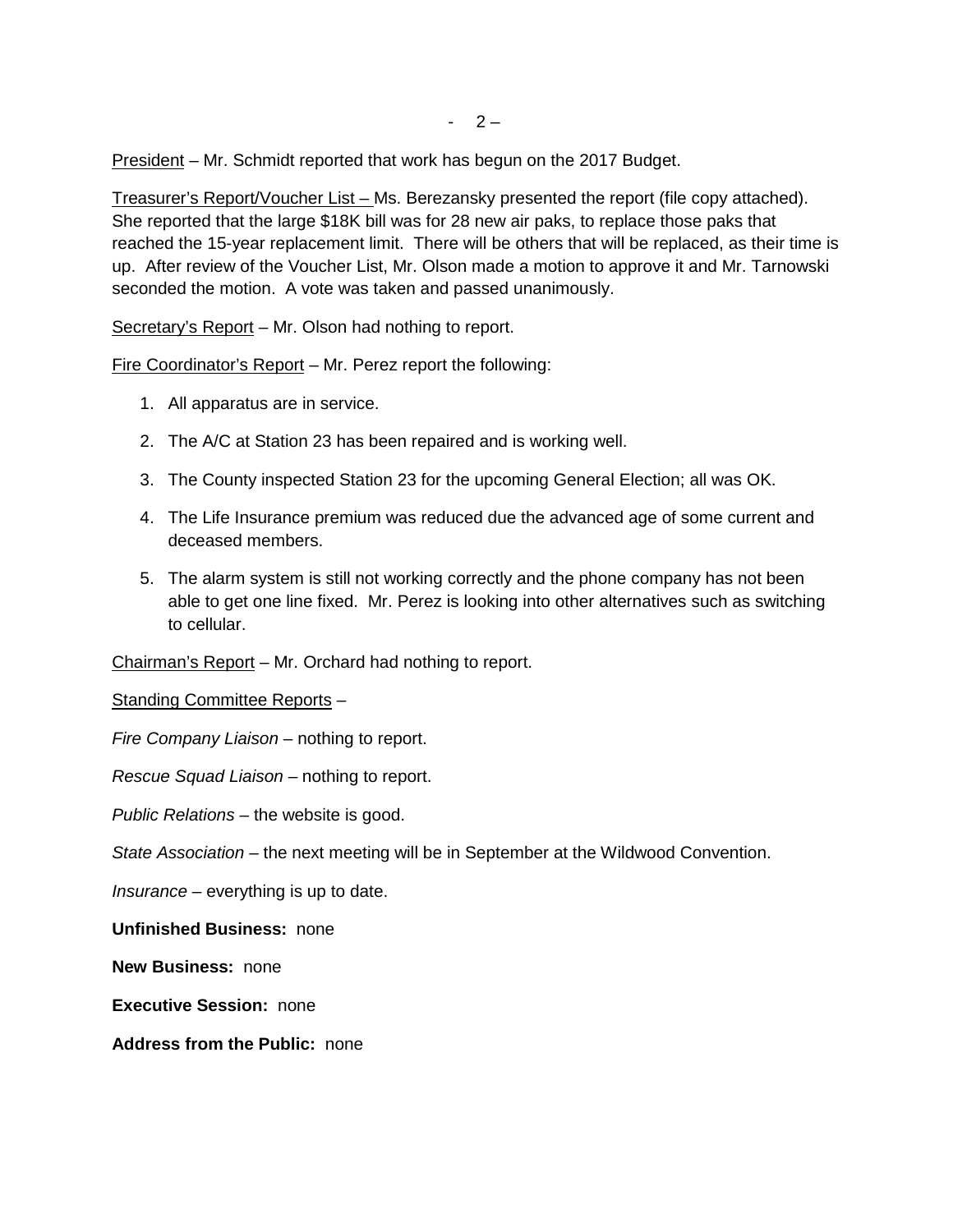<u>President</u> – Mr. Schmidt reported that work has begun on the 2017 Budget.

<u>Treasurer's Report/Voucher List –</u> Ms. Berezansky presented the report (file copy attached). She reported that the large $18K bill was for 28 new air paks, to replace those paks that reached the 15-year replacement limit. There will be others that will be replaced, as their time is up. After review of the Voucher List, Mr. Olson made a motion to approve it and Mr. Tarnowski seconded the motion. A vote was taken and passed unanimously.

<u>Secretary's Report</u> – Mr. Olson had nothing to report.

<u>Fire Coordinator's Report</u> – Mr. Perez report the following:

1. All apparatus are in service.
2. The A/C at Station 23 has been repaired and is working well.
3. The County inspected Station 23 for the upcoming General Election; all was OK.
4. The Life Insurance premium was reduced due the advanced age of some current and deceased members.
5. The alarm system is still not working correctly and the phone company has not been able to get one line fixed. Mr. Perez is looking into other alternatives such as switching to cellular.

<u>Chairman's Report</u> – Mr. Orchard had nothing to report.

<u>Standing Committee Reports</u> –

*Fire Company Liaison* – nothing to report.

*Rescue Squad Liaison* – nothing to report.

*Public Relations* – the website is good.

*State Association* – the next meeting will be in September at the Wildwood Convention.

*Insurance* – everything is up to date.

**Unfinished Business:** none

**New Business:** none

**Executive Session:** none

**Address from the Public:** none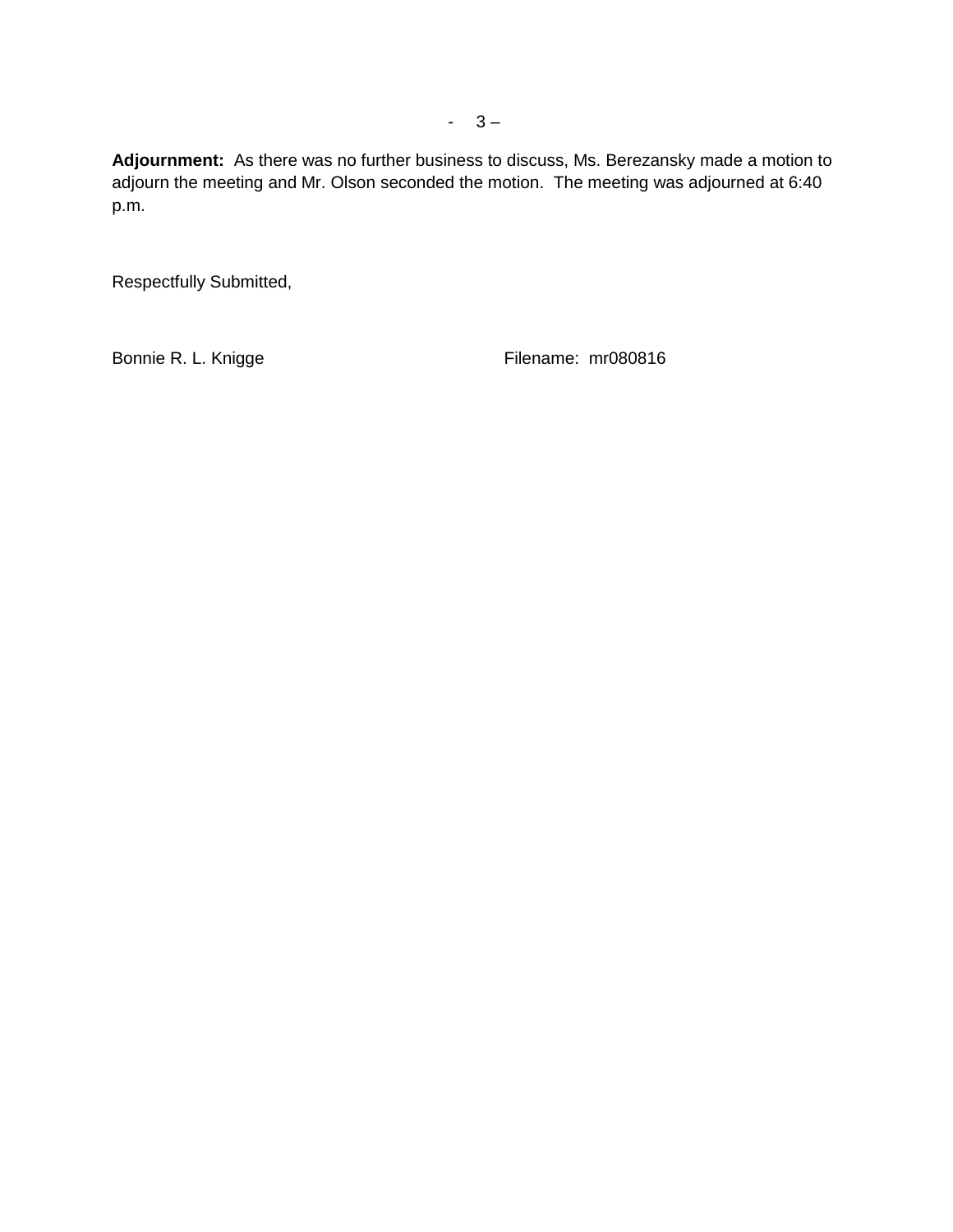**Adjournment:** As there was no further business to discuss, Ms. Berezansky made a motion to adjourn the meeting and Mr. Olson seconded the motion. The meeting was adjourned at 6:40 p.m.

Respectfully Submitted,

Bonnie R. L. Knigge

Filename: mr080816